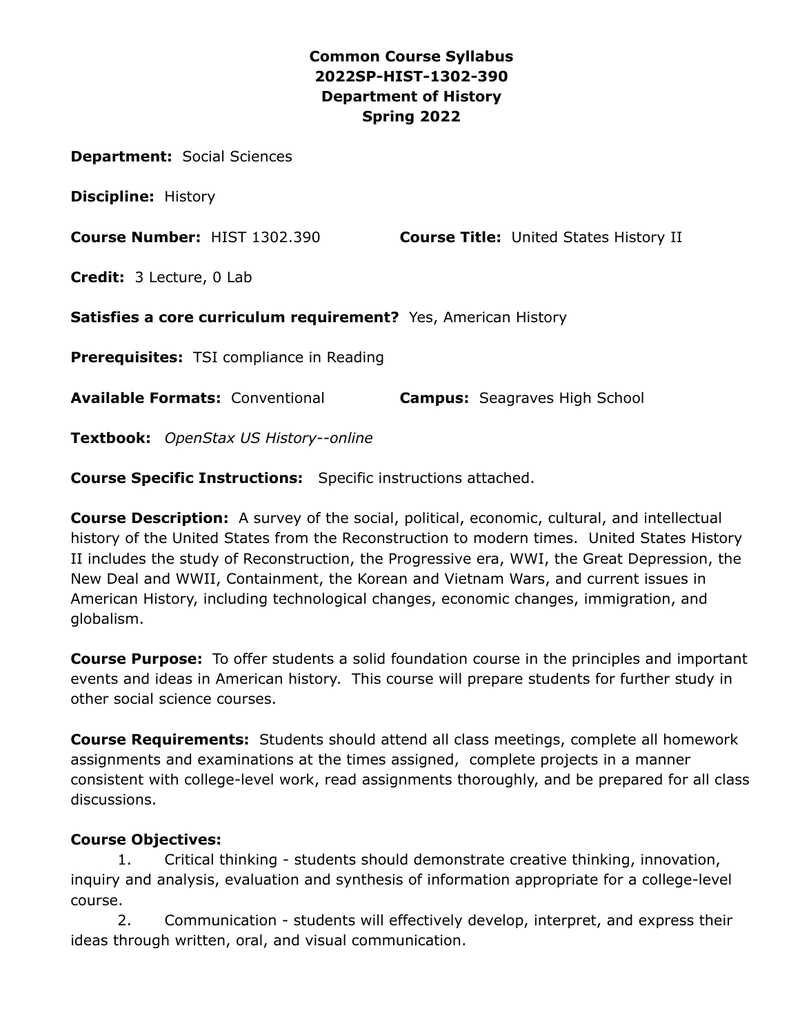# Common Course Syllabus
# 2022SP-HIST-1302-390
# Department of History
# Spring 2022

**Department:** Social Sciences

**Discipline:** History

**Course Number:** HIST 1302.390 **Course Title:** United States History II

**Credit:** 3 Lecture, 0 Lab

**Satisfies a core curriculum requirement?** Yes, American History

**Prerequisites:** TSI compliance in Reading

**Available Formats:** Conventional **Campus:** Seagraves High School

**Textbook:** *OpenStax US History--online*

**Course Specific Instructions:** Specific instructions attached.

**Course Description:** A survey of the social, political, economic, cultural, and intellectual history of the United States from the Reconstruction to modern times. United States History II includes the study of Reconstruction, the Progressive era, WWI, the Great Depression, the New Deal and WWII, Containment, the Korean and Vietnam Wars, and current issues in American History, including technological changes, economic changes, immigration, and globalism.

**Course Purpose:** To offer students a solid foundation course in the principles and important events and ideas in American history. This course will prepare students for further study in other social science courses.

**Course Requirements:** Students should attend all class meetings, complete all homework assignments and examinations at the times assigned, complete projects in a manner consistent with college-level work, read assignments thoroughly, and be prepared for all class discussions.

**Course Objectives:**

1. Critical thinking - students should demonstrate creative thinking, innovation, inquiry and analysis, evaluation and synthesis of information appropriate for a college-level course.
2. Communication - students will effectively develop, interpret, and express their ideas through written, oral, and visual communication.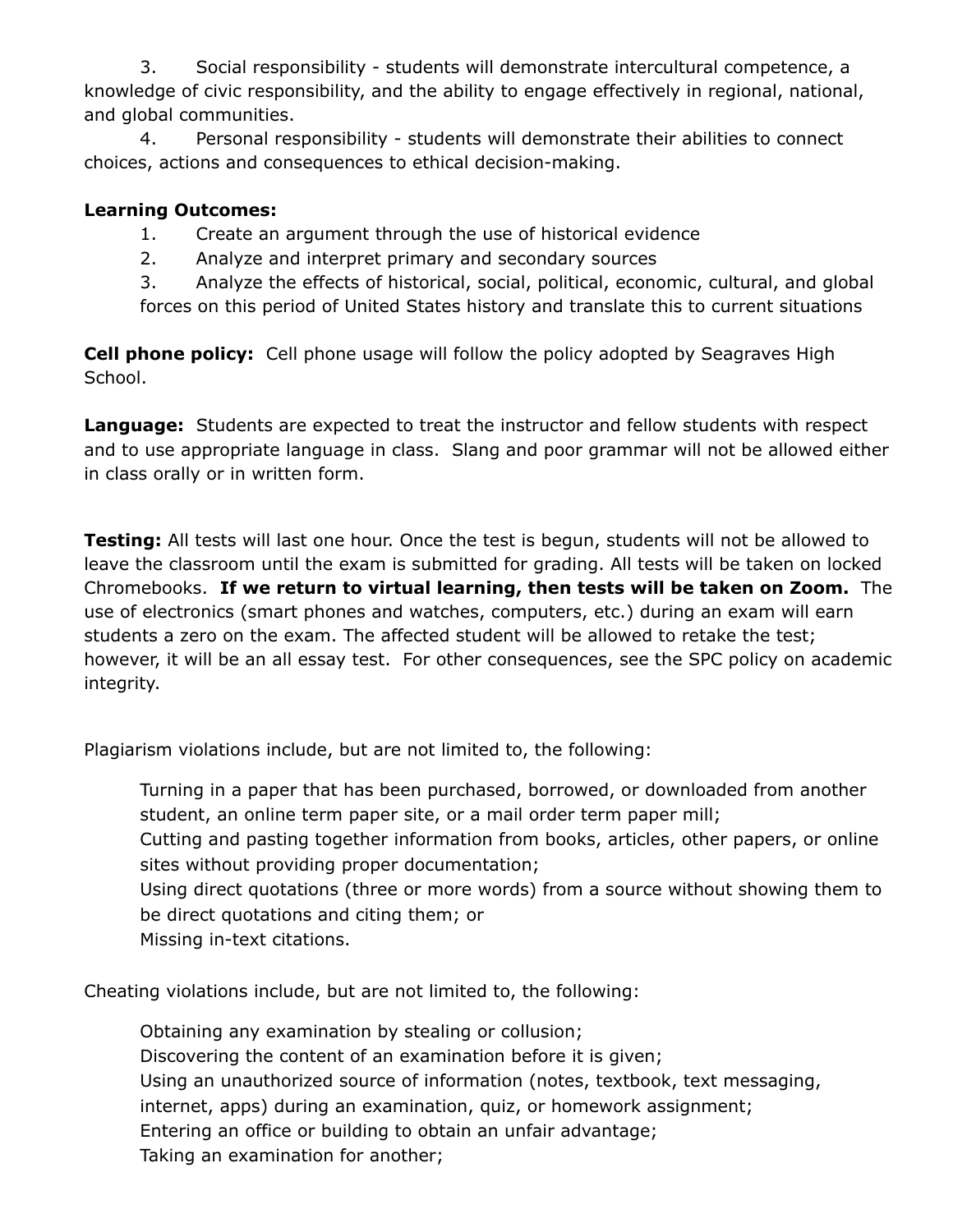3. Social responsibility - students will demonstrate intercultural competence, a knowledge of civic responsibility, and the ability to engage effectively in regional, national, and global communities.
4. Personal responsibility - students will demonstrate their abilities to connect choices, actions and consequences to ethical decision-making.

**Learning Outcomes:**

1. Create an argument through the use of historical evidence
2. Analyze and interpret primary and secondary sources
3. Analyze the effects of historical, social, political, economic, cultural, and global forces on this period of United States history and translate this to current situations

**Cell phone policy:** Cell phone usage will follow the policy adopted by Seagraves High School.

**Language:** Students are expected to treat the instructor and fellow students with respect and to use appropriate language in class. Slang and poor grammar will not be allowed either in class orally or in written form.

**Testing:** All tests will last one hour. Once the test is begun, students will not be allowed to leave the classroom until the exam is submitted for grading. All tests will be taken on locked Chromebooks. **If we return to virtual learning, then tests will be taken on Zoom.** The use of electronics (smart phones and watches, computers, etc.) during an exam will earn students a zero on the exam. The affected student will be allowed to retake the test; however, it will be an all essay test. For other consequences, see the SPC policy on academic integrity.

Plagiarism violations include, but are not limited to, the following:

Turning in a paper that has been purchased, borrowed, or downloaded from another student, an online term paper site, or a mail order term paper mill;
Cutting and pasting together information from books, articles, other papers, or online sites without providing proper documentation;
Using direct quotations (three or more words) from a source without showing them to be direct quotations and citing them; or
Missing in-text citations.

Cheating violations include, but are not limited to, the following:

Obtaining any examination by stealing or collusion;
Discovering the content of an examination before it is given;
Using an unauthorized source of information (notes, textbook, text messaging, internet, apps) during an examination, quiz, or homework assignment;
Entering an office or building to obtain an unfair advantage;
Taking an examination for another;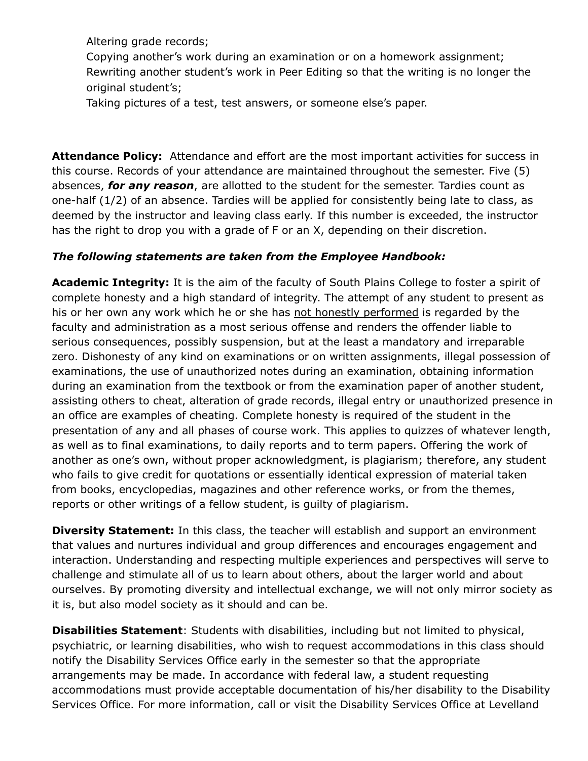Altering grade records;
Copying another's work during an examination or on a homework assignment;
Rewriting another student's work in Peer Editing so that the writing is no longer the original student's;
Taking pictures of a test, test answers, or someone else's paper.

**Attendance Policy:** Attendance and effort are the most important activities for success in this course. Records of your attendance are maintained throughout the semester. Five (5) absences, ***for any reason***, are allotted to the student for the semester. Tardies count as one-half (1/2) of an absence. Tardies will be applied for consistently being late to class, as deemed by the instructor and leaving class early. If this number is exceeded, the instructor has the right to drop you with a grade of F or an X, depending on their discretion.

***The following statements are taken from the Employee Handbook:***

**Academic Integrity:** It is the aim of the faculty of South Plains College to foster a spirit of complete honesty and a high standard of integrity. The attempt of any student to present as his or her own any work which he or she has <u>not honestly performed</u> is regarded by the faculty and administration as a most serious offense and renders the offender liable to serious consequences, possibly suspension, but at the least a mandatory and irreparable zero. Dishonesty of any kind on examinations or on written assignments, illegal possession of examinations, the use of unauthorized notes during an examination, obtaining information during an examination from the textbook or from the examination paper of another student, assisting others to cheat, alteration of grade records, illegal entry or unauthorized presence in an office are examples of cheating. Complete honesty is required of the student in the presentation of any and all phases of course work. This applies to quizzes of whatever length, as well as to final examinations, to daily reports and to term papers. Offering the work of another as one's own, without proper acknowledgment, is plagiarism; therefore, any student who fails to give credit for quotations or essentially identical expression of material taken from books, encyclopedias, magazines and other reference works, or from the themes, reports or other writings of a fellow student, is guilty of plagiarism.

**Diversity Statement:** In this class, the teacher will establish and support an environment that values and nurtures individual and group differences and encourages engagement and interaction. Understanding and respecting multiple experiences and perspectives will serve to challenge and stimulate all of us to learn about others, about the larger world and about ourselves. By promoting diversity and intellectual exchange, we will not only mirror society as it is, but also model society as it should and can be.

**Disabilities Statement**: Students with disabilities, including but not limited to physical, psychiatric, or learning disabilities, who wish to request accommodations in this class should notify the Disability Services Office early in the semester so that the appropriate arrangements may be made. In accordance with federal law, a student requesting accommodations must provide acceptable documentation of his/her disability to the Disability Services Office. For more information, call or visit the Disability Services Office at Levelland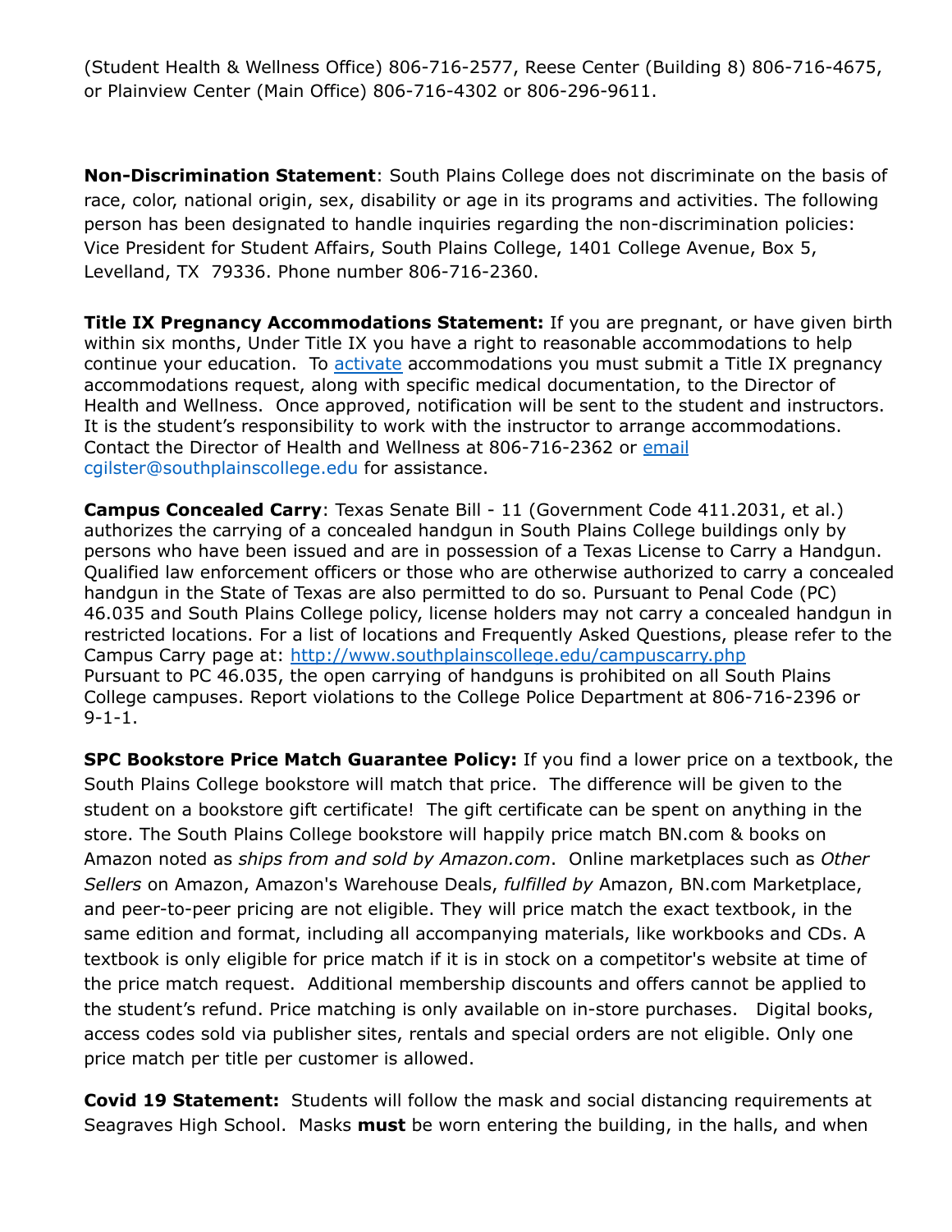(Student Health & Wellness Office) 806-716-2577, Reese Center (Building 8) 806-716-4675, or Plainview Center (Main Office) 806-716-4302 or 806-296-9611.

**Non-Discrimination Statement**: South Plains College does not discriminate on the basis of race, color, national origin, sex, disability or age in its programs and activities. The following person has been designated to handle inquiries regarding the non-discrimination policies: Vice President for Student Affairs, South Plains College, 1401 College Avenue, Box 5, Levelland, TX 79336. Phone number 806-716-2360.

**Title IX Pregnancy Accommodations Statement:** If you are pregnant, or have given birth within six months, Under Title IX you have a right to reasonable accommodations to help continue your education. To activate accommodations you must submit a Title IX pregnancy accommodations request, along with specific medical documentation, to the Director of Health and Wellness. Once approved, notification will be sent to the student and instructors. It is the student's responsibility to work with the instructor to arrange accommodations. Contact the Director of Health and Wellness at 806-716-2362 or email cgilster@southplainscollege.edu for assistance.

**Campus Concealed Carry**: Texas Senate Bill - 11 (Government Code 411.2031, et al.) authorizes the carrying of a concealed handgun in South Plains College buildings only by persons who have been issued and are in possession of a Texas License to Carry a Handgun. Qualified law enforcement officers or those who are otherwise authorized to carry a concealed handgun in the State of Texas are also permitted to do so. Pursuant to Penal Code (PC) 46.035 and South Plains College policy, license holders may not carry a concealed handgun in restricted locations. For a list of locations and Frequently Asked Questions, please refer to the Campus Carry page at: http://www.southplainscollege.edu/campuscarry.php
Pursuant to PC 46.035, the open carrying of handguns is prohibited on all South Plains College campuses. Report violations to the College Police Department at 806-716-2396 or 9-1-1.

**SPC Bookstore Price Match Guarantee Policy:** If you find a lower price on a textbook, the South Plains College bookstore will match that price. The difference will be given to the student on a bookstore gift certificate! The gift certificate can be spent on anything in the store. The South Plains College bookstore will happily price match BN.com & books on Amazon noted as *ships from and sold by Amazon.com*. Online marketplaces such as *Other Sellers* on Amazon, Amazon's Warehouse Deals, *fulfilled by* Amazon, BN.com Marketplace, and peer-to-peer pricing are not eligible. They will price match the exact textbook, in the same edition and format, including all accompanying materials, like workbooks and CDs. A textbook is only eligible for price match if it is in stock on a competitor's website at time of the price match request. Additional membership discounts and offers cannot be applied to the student's refund. Price matching is only available on in-store purchases. Digital books, access codes sold via publisher sites, rentals and special orders are not eligible. Only one price match per title per customer is allowed.

**Covid 19 Statement:** Students will follow the mask and social distancing requirements at Seagraves High School. Masks **must** be worn entering the building, in the halls, and when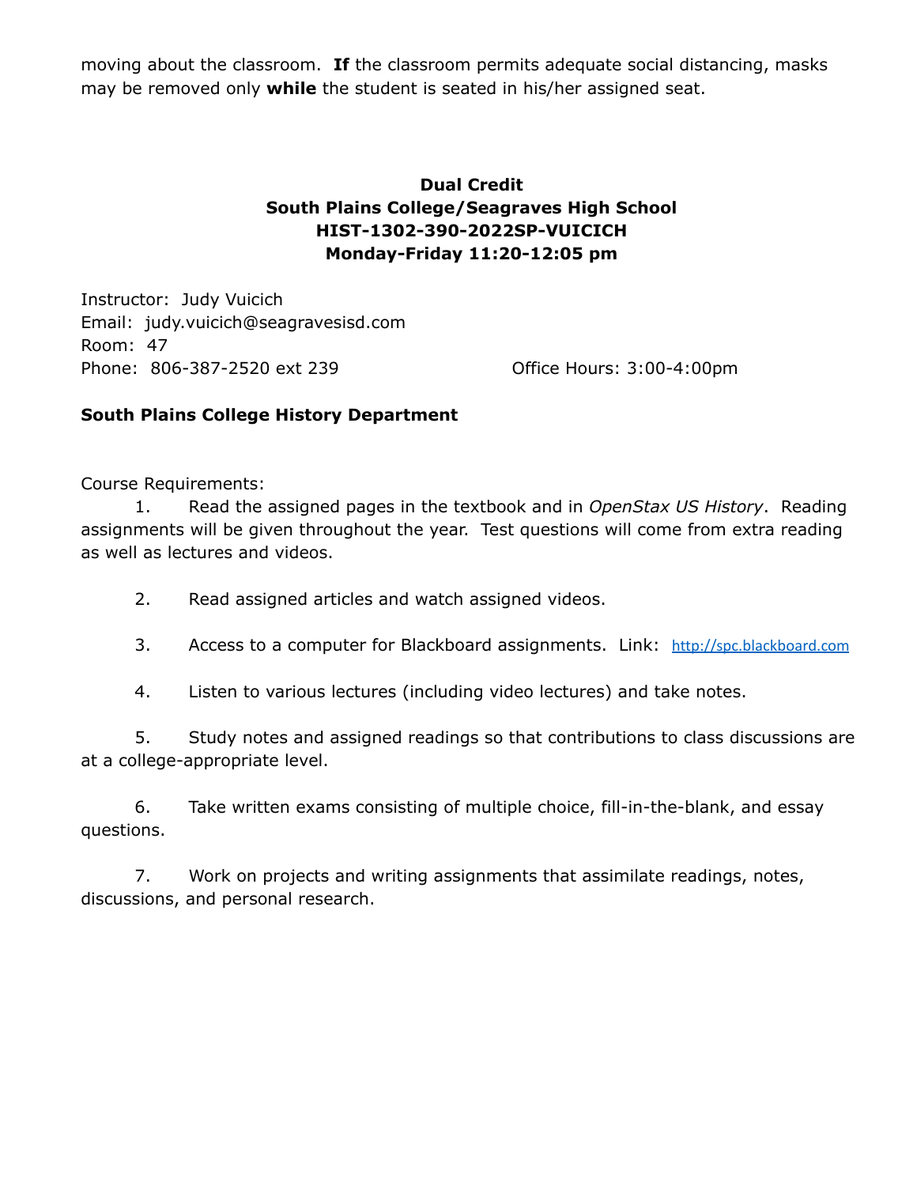moving about the classroom. **If** the classroom permits adequate social distancing, masks may be removed only **while** the student is seated in his/her assigned seat.

**Dual Credit**
**South Plains College/Seagraves High School**
**HIST-1302-390-2022SP-VUICICH**
**Monday-Friday 11:20-12:05 pm**

Instructor: Judy Vuicich
Email: judy.vuicich@seagravesisd.com
Room: 47
Phone: 806-387-2520 ext 239 Office Hours: 3:00-4:00pm

**South Plains College History Department**

Course Requirements:

1. Read the assigned pages in the textbook and in *OpenStax US History*. Reading assignments will be given throughout the year. Test questions will come from extra reading as well as lectures and videos.

2. Read assigned articles and watch assigned videos.

3. Access to a computer for Blackboard assignments. Link: http://spc.blackboard.com

4. Listen to various lectures (including video lectures) and take notes.

5. Study notes and assigned readings so that contributions to class discussions are at a college-appropriate level.

6. Take written exams consisting of multiple choice, fill-in-the-blank, and essay questions.

7. Work on projects and writing assignments that assimilate readings, notes, discussions, and personal research.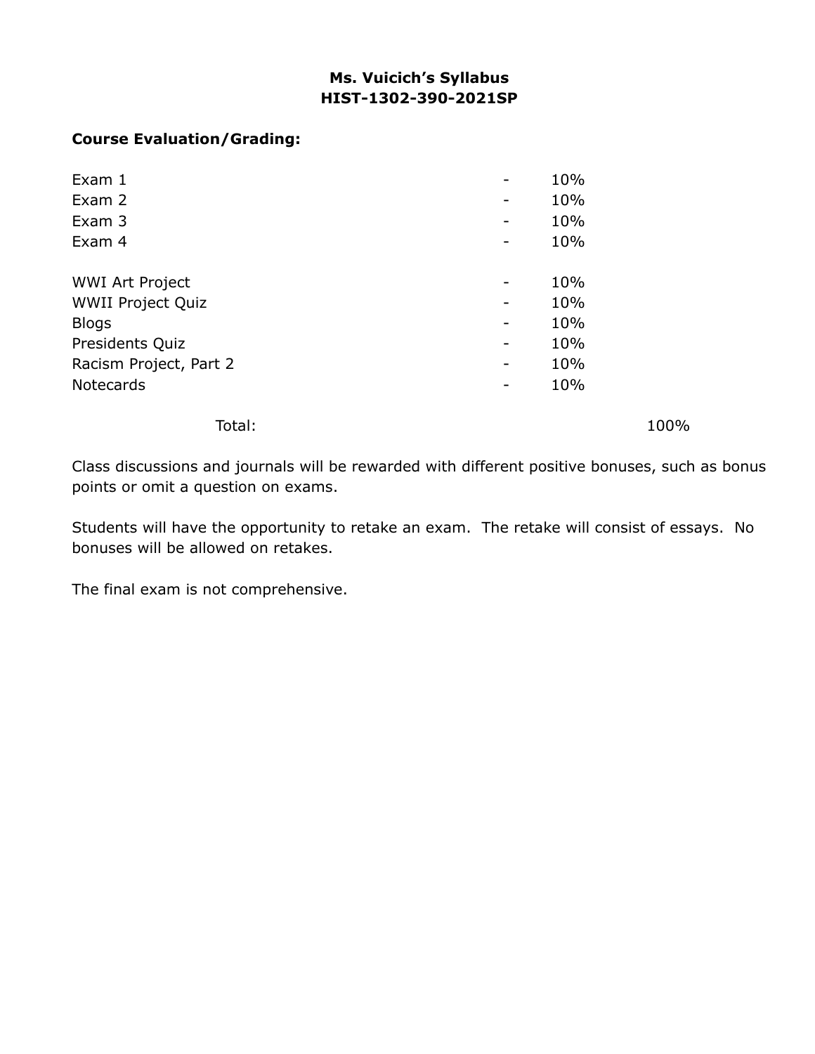**Ms. Vuicich's Syllabus**
**HIST-1302-390-2021SP**

**Course Evaluation/Grading:**

| Item | | Weight |
|---|---|---|
| Exam 1 | - | 10% |
| Exam 2 | - | 10% |
| Exam 3 | - | 10% |
| Exam 4 | - | 10% |
| WWI Art Project | - | 10% |
| WWII Project Quiz | - | 10% |
| Blogs | - | 10% |
| Presidents Quiz | - | 10% |
| Racism Project, Part 2 | - | 10% |
| Notecards | - | 10% |
| Total: | | 100% |

Class discussions and journals will be rewarded with different positive bonuses, such as bonus points or omit a question on exams.

Students will have the opportunity to retake an exam. The retake will consist of essays. No bonuses will be allowed on retakes.

The final exam is not comprehensive.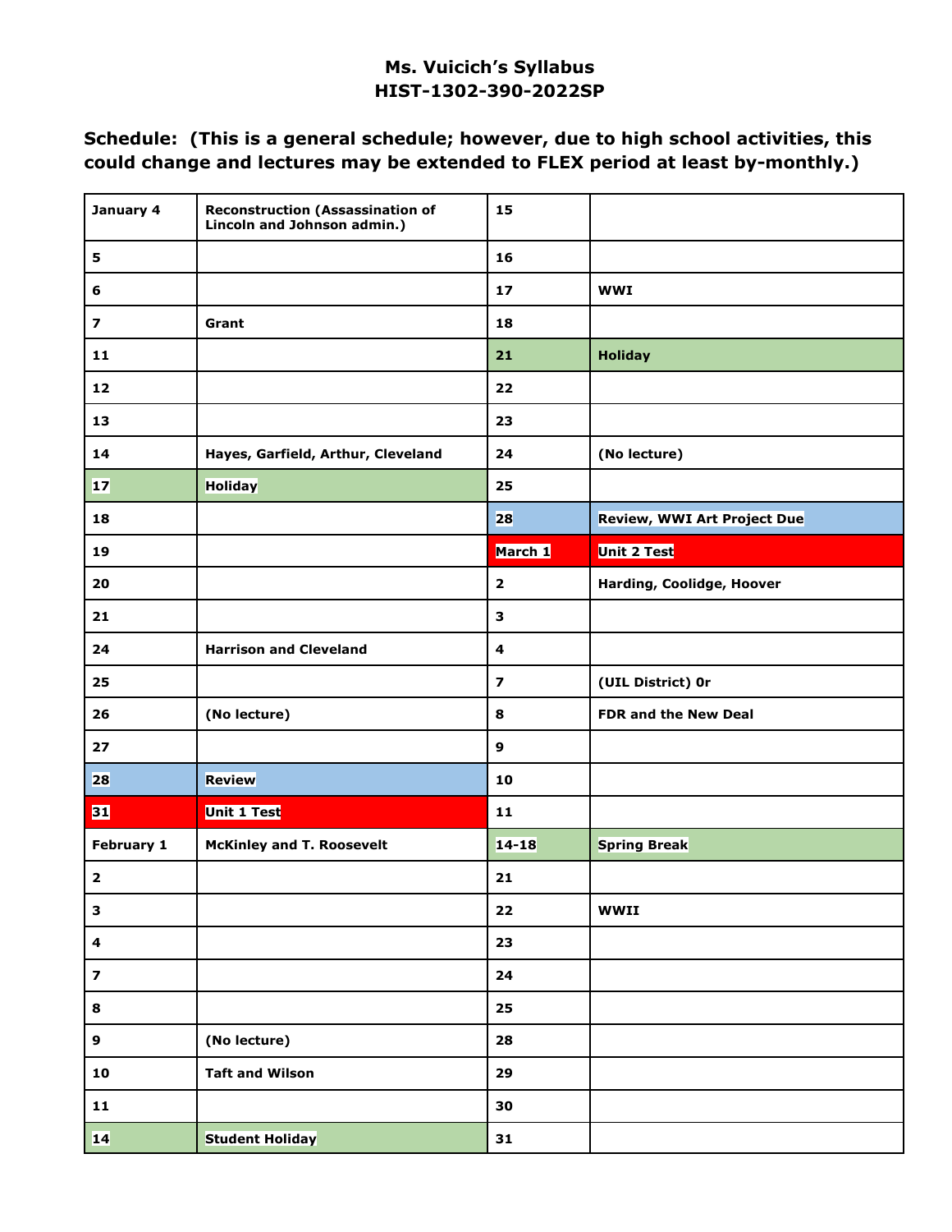**Ms. Vuicich's Syllabus**
**HIST-1302-390-2022SP**

**Schedule: (This is a general schedule; however, due to high school activities, this could change and lectures may be extended to FLEX period at least by-monthly.)**

| | | | |
|---|---|---|---|
| **January 4** | **Reconstruction (Assassination of Lincoln and Johnson admin.)** | **15** | |
| **5** | | **16** | |
| **6** | | **17** | **WWI** |
| **7** | **Grant** | **18** | |
| **11** | | **21** | **Holiday** |
| **12** | | **22** | |
| **13** | | **23** | |
| **14** | **Hayes, Garfield, Arthur, Cleveland** | **24** | **(No lecture)** |
| **17** | **Holiday** | **25** | |
| **18** | | **28** | **Review, WWI Art Project Due** |
| **19** | | **March 1** | **Unit 2 Test** |
| **20** | | **2** | **Harding, Coolidge, Hoover** |
| **21** | | **3** | |
| **24** | **Harrison and Cleveland** | **4** | |
| **25** | | **7** | **(UIL District) 0r** |
| **26** | **(No lecture)** | **8** | **FDR and the New Deal** |
| **27** | | **9** | |
| **28** | **Review** | **10** | |
| **31** | **Unit 1 Test** | **11** | |
| **February 1** | **McKinley and T. Roosevelt** | **14-18** | **Spring Break** |
| **2** | | **21** | |
| **3** | | **22** | **WWII** |
| **4** | | **23** | |
| **7** | | **24** | |
| **8** | | **25** | |
| **9** | **(No lecture)** | **28** | |
| **10** | **Taft and Wilson** | **29** | |
| **11** | | **30** | |
| **14** | **Student Holiday** | **31** | |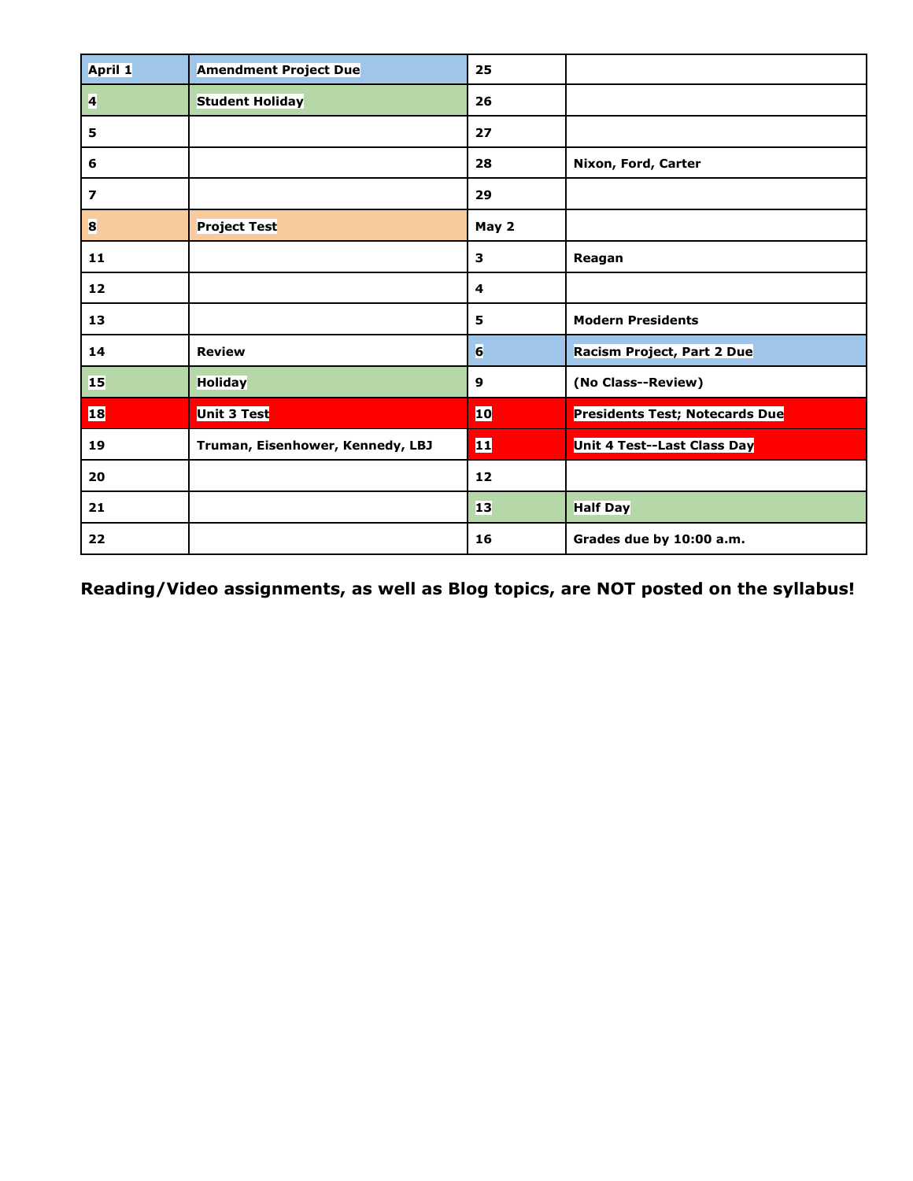| | | | |
|---|---|---|---|
| April 1 | Amendment Project Due | 25 | |
| 4 | Student Holiday | 26 | |
| 5 | | 27 | |
| 6 | | 28 | Nixon, Ford, Carter |
| 7 | | 29 | |
| 8 | Project Test | May 2 | |
| 11 | | 3 | Reagan |
| 12 | | 4 | |
| 13 | | 5 | Modern Presidents |
| 14 | Review | 6 | Racism Project, Part 2 Due |
| 15 | Holiday | 9 | (No Class--Review) |
| 18 | Unit 3 Test | 10 | Presidents Test; Notecards Due |
| 19 | Truman, Eisenhower, Kennedy, LBJ | 11 | Unit 4 Test--Last Class Day |
| 20 | | 12 | |
| 21 | | 13 | Half Day |
| 22 | | 16 | Grades due by 10:00 a.m. |

**Reading/Video assignments, as well as Blog topics, are NOT posted on the syllabus!**